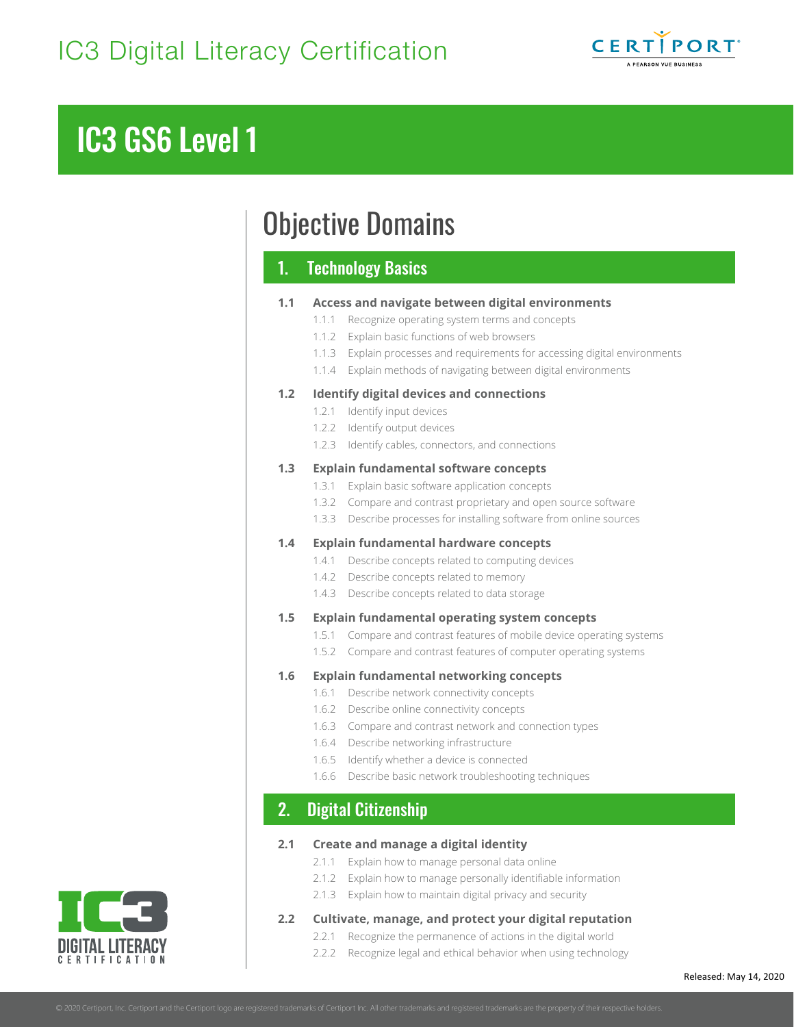# IC3 Digital Literacy Certification

# IC3 GS6 Level 1

## Objective Domains

### 1. Technology Basics

**1.1 Access and navigate between digital environments**

- 1.1.1 Recognize operating system terms and concepts
- 1.1.2 Explain basic functions of web browsers
- 1.1.3 Explain processes and requirements for accessing digital environments
- 1.1.4 Explain methods of navigating between digital environments

**1.2 Identify digital devices and connections**

- 1.2.1 Identify input devices
- 1.2.2 Identify output devices
- 1.2.3 Identify cables, connectors, and connections

**1.3 Explain fundamental software concepts**

- 1.3.1 Explain basic software application concepts
- 1.3.2 Compare and contrast proprietary and open source software
- 1.3.3 Describe processes for installing software from online sources

**1.4 Explain fundamental hardware concepts**

- 1.4.1 Describe concepts related to computing devices
- 1.4.2 Describe concepts related to memory
- 1.4.3 Describe concepts related to data storage

**1.5 Explain fundamental operating system concepts**

- 1.5.1 Compare and contrast features of mobile device operating systems
- 1.5.2 Compare and contrast features of computer operating systems

**1.6 Explain fundamental networking concepts**

- 1.6.1 Describe network connectivity concepts
- 1.6.2 Describe online connectivity concepts
- 1.6.3 Compare and contrast network and connection types
- 1.6.4 Describe networking infrastructure
- 1.6.5 Identify whether a device is connected
- 1.6.6 Describe basic network troubleshooting techniques

### 2. Digital Citizenship

**2.1 Create and manage a digital identity**

- 2.1.1 Explain how to manage personal data online
- 2.1.2 Explain how to manage personally identifiable information
- 2.1.3 Explain how to maintain digital privacy and security

**2.2 Cultivate, manage, and protect your digital reputation**

- 2.2.1 Recognize the permanence of actions in the digital world
- 2.2.2 Recognize legal and ethical behavior when using technology

Released: May 14, 2020

© 2020 Certiport, Inc. Certiport and the Certiport logo are registered trademarks of Certiport Inc. All other trademarks and registered trademarks are the property of their respective holders.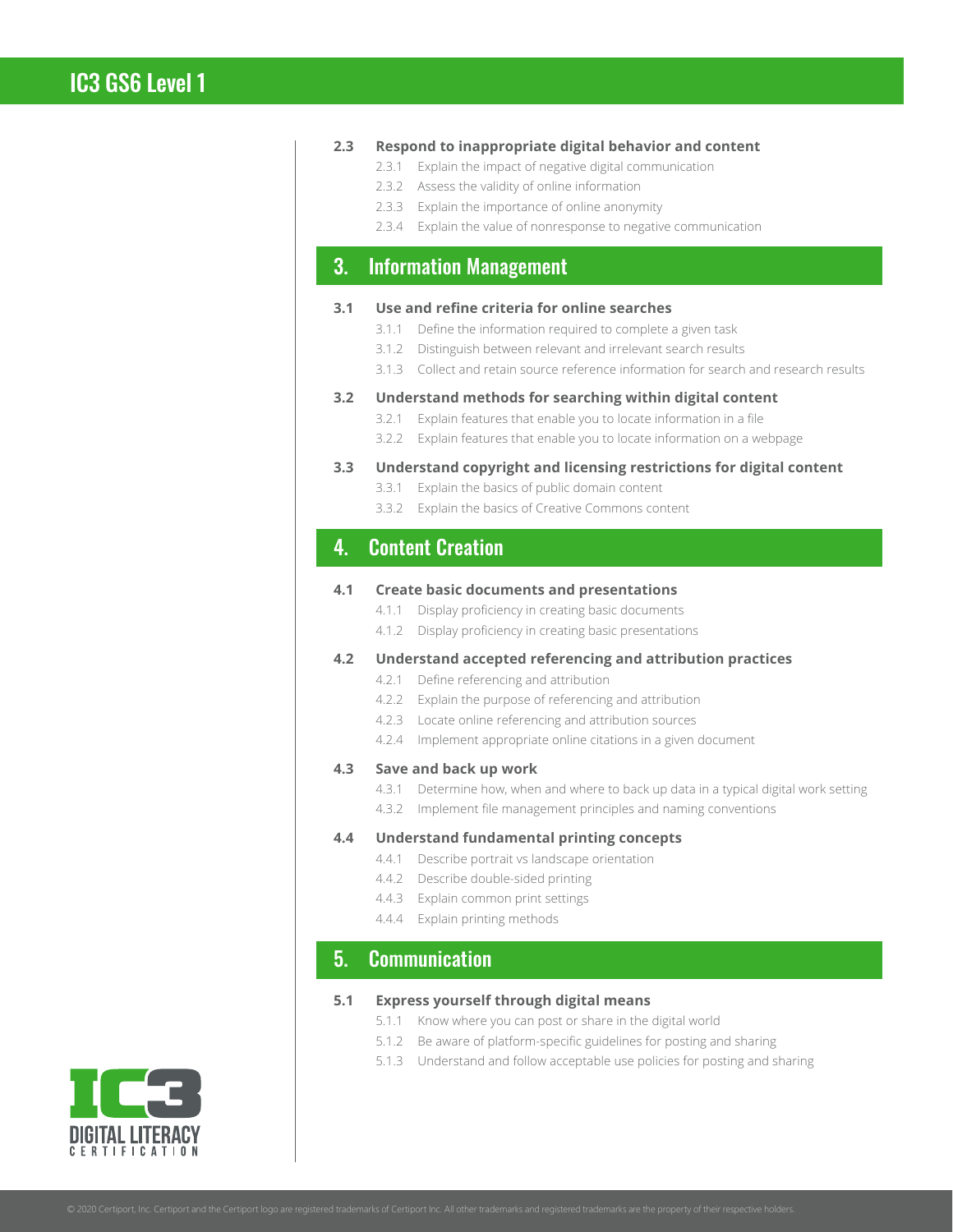**2.3 Respond to inappropriate digital behavior and content**

- 2.3.1 Explain the impact of negative digital communication
- 2.3.2 Assess the validity of online information
- 2.3.3 Explain the importance of online anonymity
- 2.3.4 Explain the value of nonresponse to negative communication

## 3. Information Management

**3.1 Use and refine criteria for online searches**

- 3.1.1 Define the information required to complete a given task
- 3.1.2 Distinguish between relevant and irrelevant search results
- 3.1.3 Collect and retain source reference information for search and research results

**3.2 Understand methods for searching within digital content**

- 3.2.1 Explain features that enable you to locate information in a file
- 3.2.2 Explain features that enable you to locate information on a webpage

**3.3 Understand copyright and licensing restrictions for digital content**

- 3.3.1 Explain the basics of public domain content
- 3.3.2 Explain the basics of Creative Commons content

## 4. Content Creation

**4.1 Create basic documents and presentations**

- 4.1.1 Display proficiency in creating basic documents
- 4.1.2 Display proficiency in creating basic presentations

**4.2 Understand accepted referencing and attribution practices**

- 4.2.1 Define referencing and attribution
- 4.2.2 Explain the purpose of referencing and attribution
- 4.2.3 Locate online referencing and attribution sources
- 4.2.4 Implement appropriate online citations in a given document

**4.3 Save and back up work**

- 4.3.1 Determine how, when and where to back up data in a typical digital work setting
- 4.3.2 Implement file management principles and naming conventions

**4.4 Understand fundamental printing concepts**

- 4.4.1 Describe portrait vs landscape orientation
- 4.4.2 Describe double-sided printing
- 4.4.3 Explain common print settings
- 4.4.4 Explain printing methods

## 5. Communication

**5.1 Express yourself through digital means**

- 5.1.1 Know where you can post or share in the digital world
- 5.1.2 Be aware of platform-specific guidelines for posting and sharing
- 5.1.3 Understand and follow acceptable use policies for posting and sharing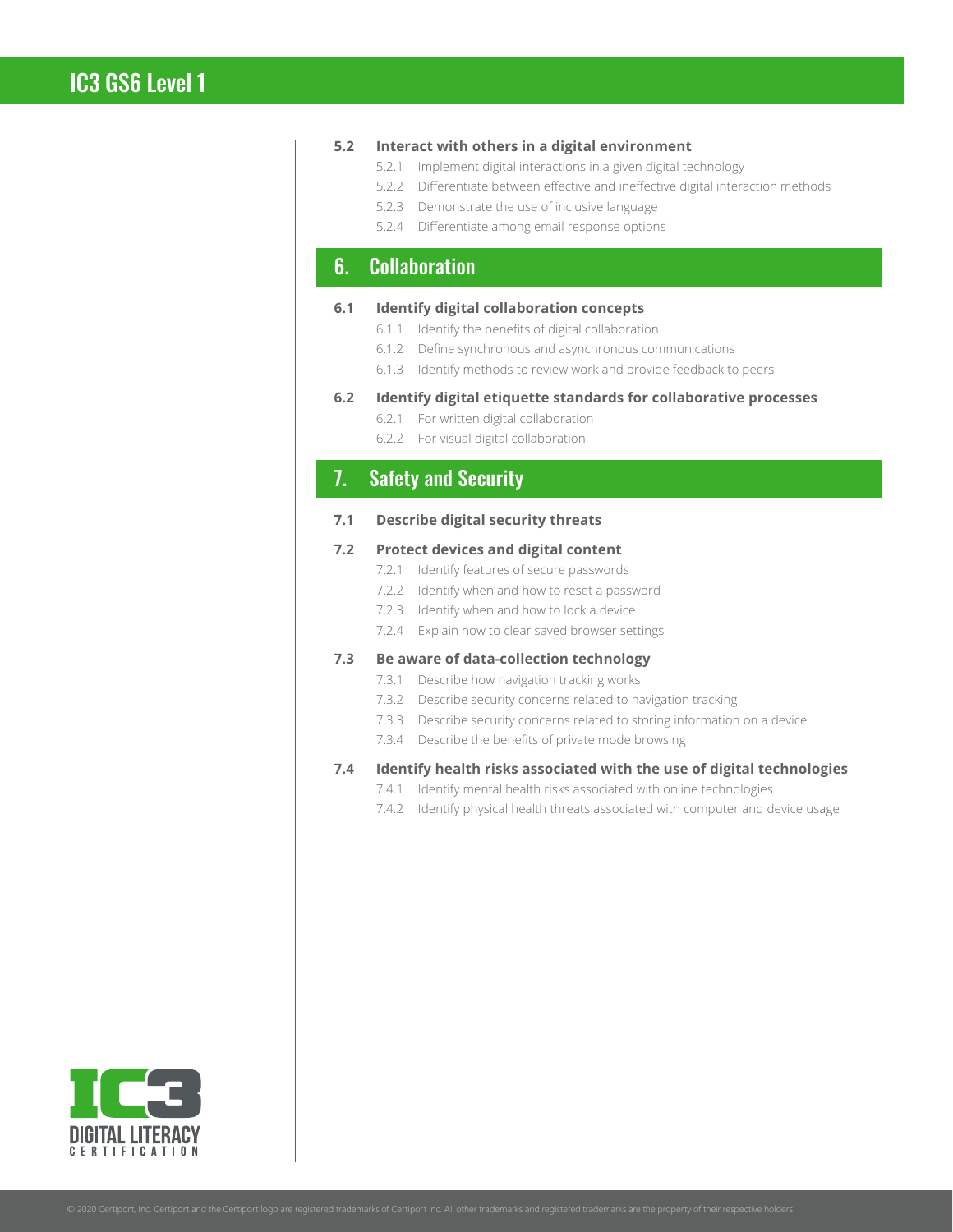**5.2 Interact with others in a digital environment**

- 5.2.1 Implement digital interactions in a given digital technology
- 5.2.2 Differentiate between effective and ineffective digital interaction methods
- 5.2.3 Demonstrate the use of inclusive language
- 5.2.4 Differentiate among email response options

## 6. Collaboration

**6.1 Identify digital collaboration concepts**

- 6.1.1 Identify the benefits of digital collaboration
- 6.1.2 Define synchronous and asynchronous communications
- 6.1.3 Identify methods to review work and provide feedback to peers

**6.2 Identify digital etiquette standards for collaborative processes**

- 6.2.1 For written digital collaboration
- 6.2.2 For visual digital collaboration

## 7. Safety and Security

**7.1 Describe digital security threats**

**7.2 Protect devices and digital content**

- 7.2.1 Identify features of secure passwords
- 7.2.2 Identify when and how to reset a password
- 7.2.3 Identify when and how to lock a device
- 7.2.4 Explain how to clear saved browser settings

**7.3 Be aware of data-collection technology**

- 7.3.1 Describe how navigation tracking works
- 7.3.2 Describe security concerns related to navigation tracking
- 7.3.3 Describe security concerns related to storing information on a device
- 7.3.4 Describe the benefits of private mode browsing

**7.4 Identify health risks associated with the use of digital technologies**

- 7.4.1 Identify mental health risks associated with online technologies
- 7.4.2 Identify physical health threats associated with computer and device usage

© 2020 Certiport, Inc. Certiport and the Certiport logo are registered trademarks of Certiport Inc. All other trademarks and registered trademarks are the property of their respective holders.